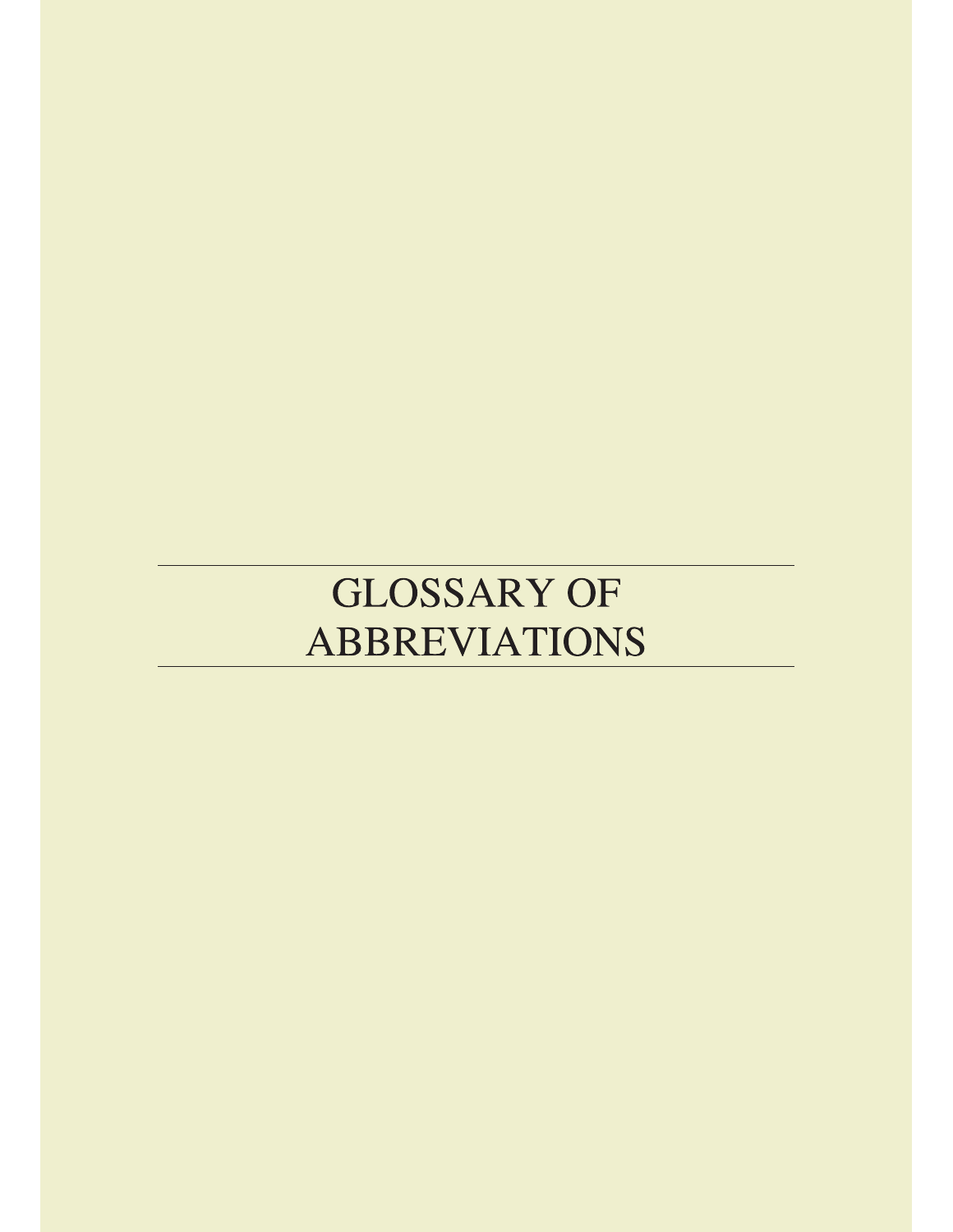# GLOSSARY OF ABBREVIATIONS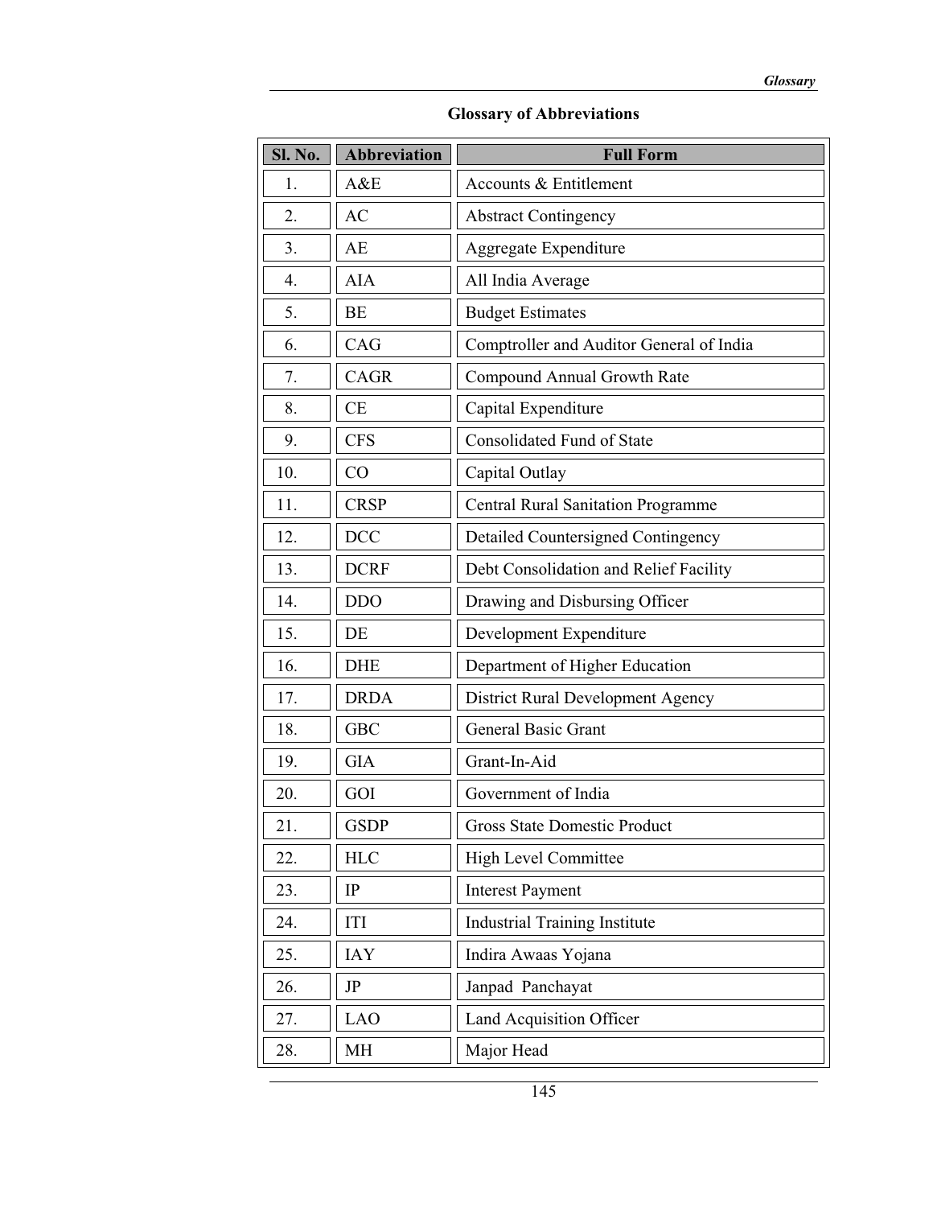## Glossary of Abbreviations

| Sl. No. | Abbreviation | Full Form |
|---|---|---|
| 1. | A&E | Accounts & Entitlement |
| 2. | AC | Abstract Contingency |
| 3. | AE | Aggregate Expenditure |
| 4. | AIA | All India Average |
| 5. | BE | Budget Estimates |
| 6. | CAG | Comptroller and Auditor General of India |
| 7. | CAGR | Compound Annual Growth Rate |
| 8. | CE | Capital Expenditure |
| 9. | CFS | Consolidated Fund of State |
| 10. | CO | Capital Outlay |
| 11. | CRSP | Central Rural Sanitation Programme |
| 12. | DCC | Detailed Countersigned Contingency |
| 13. | DCRF | Debt Consolidation and Relief Facility |
| 14. | DDO | Drawing and Disbursing Officer |
| 15. | DE | Development Expenditure |
| 16. | DHE | Department of Higher Education |
| 17. | DRDA | District Rural Development Agency |
| 18. | GBC | General Basic Grant |
| 19. | GIA | Grant-In-Aid |
| 20. | GOI | Government of India |
| 21. | GSDP | Gross State Domestic Product |
| 22. | HLC | High Level Committee |
| 23. | IP | Interest Payment |
| 24. | ITI | Industrial Training Institute |
| 25. | IAY | Indira Awaas Yojana |
| 26. | JP | Janpad Panchayat |
| 27. | LAO | Land Acquisition Officer |
| 28. | MH | Major Head |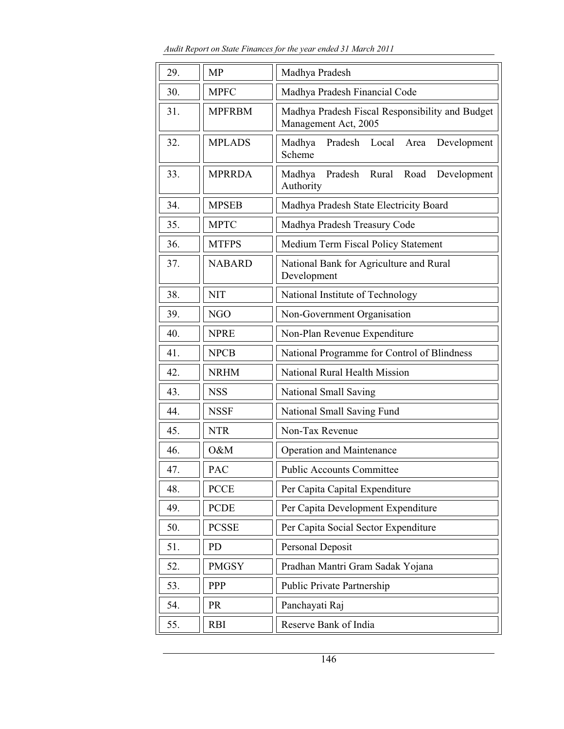| 29. | MP | Madhya Pradesh |
|---|---|---|
| 30. | MPFC | Madhya Pradesh Financial Code |
| 31. | MPFRBM | Madhya Pradesh Fiscal Responsibility and Budget Management Act, 2005 |
| 32. | MPLADS | Madhya Pradesh Local Area Development Scheme |
| 33. | MPRRDA | Madhya Pradesh Rural Road Development Authority |
| 34. | MPSEB | Madhya Pradesh State Electricity Board |
| 35. | MPTC | Madhya Pradesh Treasury Code |
| 36. | MTFPS | Medium Term Fiscal Policy Statement |
| 37. | NABARD | National Bank for Agriculture and Rural Development |
| 38. | NIT | National Institute of Technology |
| 39. | NGO | Non-Government Organisation |
| 40. | NPRE | Non-Plan Revenue Expenditure |
| 41. | NPCB | National Programme for Control of Blindness |
| 42. | NRHM | National Rural Health Mission |
| 43. | NSS | National Small Saving |
| 44. | NSSF | National Small Saving Fund |
| 45. | NTR | Non-Tax Revenue |
| 46. | O&M | Operation and Maintenance |
| 47. | PAC | Public Accounts Committee |
| 48. | PCCE | Per Capita Capital Expenditure |
| 49. | PCDE | Per Capita Development Expenditure |
| 50. | PCSSE | Per Capita Social Sector Expenditure |
| 51. | PD | Personal Deposit |
| 52. | PMGSY | Pradhan Mantri Gram Sadak Yojana |
| 53. | PPP | Public Private Partnership |
| 54. | PR | Panchayati Raj |
| 55. | RBI | Reserve Bank of India |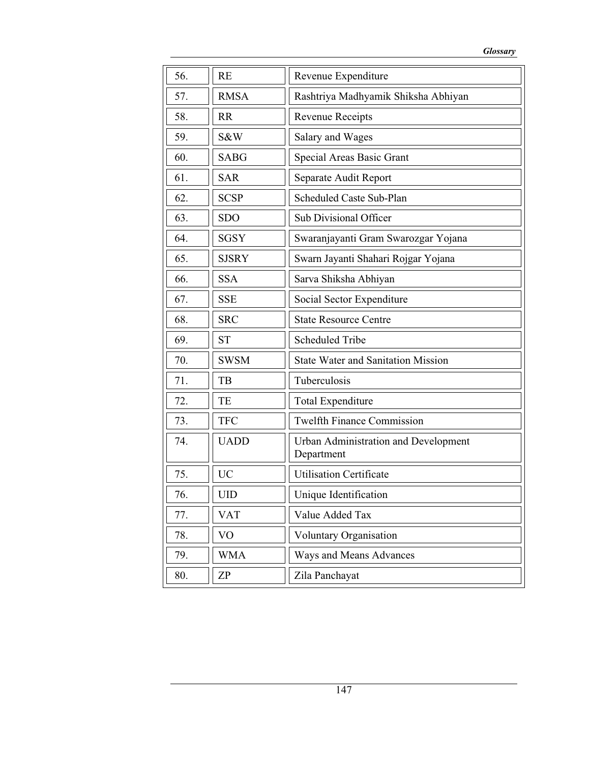| | | |
|---|---|---|
| 56. | RE | Revenue Expenditure |
| 57. | RMSA | Rashtriya Madhyamik Shiksha Abhiyan |
| 58. | RR | Revenue Receipts |
| 59. | S&W | Salary and Wages |
| 60. | SABG | Special Areas Basic Grant |
| 61. | SAR | Separate Audit Report |
| 62. | SCSP | Scheduled Caste Sub-Plan |
| 63. | SDO | Sub Divisional Officer |
| 64. | SGSY | Swaranjayanti Gram Swarozgar Yojana |
| 65. | SJSRY | Swarn Jayanti Shahari Rojgar Yojana |
| 66. | SSA | Sarva Shiksha Abhiyan |
| 67. | SSE | Social Sector Expenditure |
| 68. | SRC | State Resource Centre |
| 69. | ST | Scheduled Tribe |
| 70. | SWSM | State Water and Sanitation Mission |
| 71. | TB | Tuberculosis |
| 72. | TE | Total Expenditure |
| 73. | TFC | Twelfth Finance Commission |
| 74. | UADD | Urban Administration and Development Department |
| 75. | UC | Utilisation Certificate |
| 76. | UID | Unique Identification |
| 77. | VAT | Value Added Tax |
| 78. | VO | Voluntary Organisation |
| 79. | WMA | Ways and Means Advances |
| 80. | ZP | Zila Panchayat |